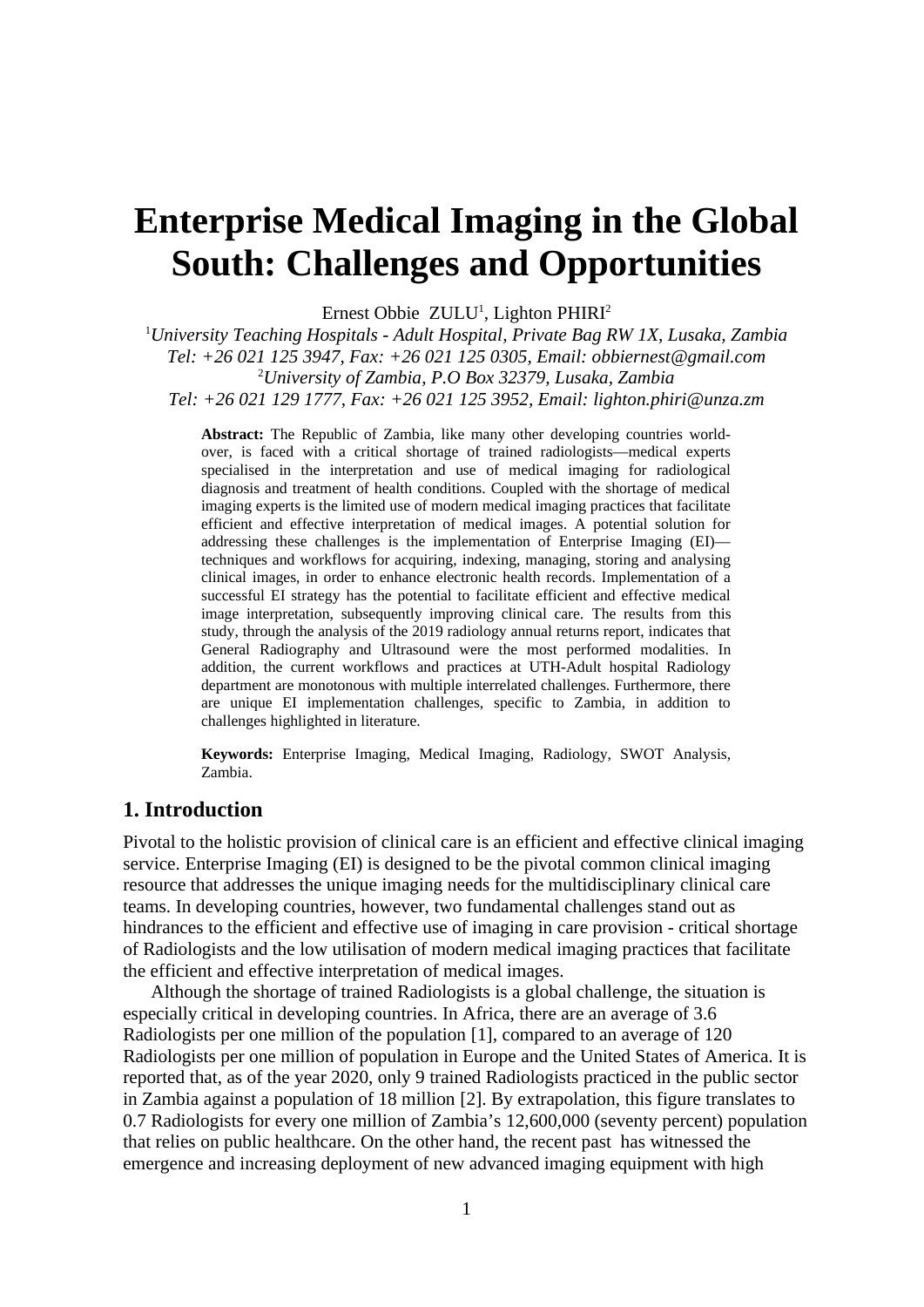# Enterprise Medical Imaging in the Global South: Challenges and Opportunities

Ernest Obbie ZULU[1], Lighton PHIRI[2]

[1] *University Teaching Hospitals - Adult Hospital, Private Bag RW 1X, Lusaka, Zambia*
*Tel: +26 021 125 3947, Fax: +26 021 125 0305, Email: obbiernest@gmail.com*
[2] *University of Zambia, P.O Box 32379, Lusaka, Zambia*
*Tel: +26 021 129 1777, Fax: +26 021 125 3952, Email: lighton.phiri@unza.zm*

**Abstract:** The Republic of Zambia, like many other developing countries world-over, is faced with a critical shortage of trained radiologists—medical experts specialised in the interpretation and use of medical imaging for radiological diagnosis and treatment of health conditions. Coupled with the shortage of medical imaging experts is the limited use of modern medical imaging practices that facilitate efficient and effective interpretation of medical images. A potential solution for addressing these challenges is the implementation of Enterprise Imaging (EI)—techniques and workflows for acquiring, indexing, managing, storing and analysing clinical images, in order to enhance electronic health records. Implementation of a successful EI strategy has the potential to facilitate efficient and effective medical image interpretation, subsequently improving clinical care. The results from this study, through the analysis of the 2019 radiology annual returns report, indicates that General Radiography and Ultrasound were the most performed modalities. In addition, the current workflows and practices at UTH-Adult hospital Radiology department are monotonous with multiple interrelated challenges. Furthermore, there are unique EI implementation challenges, specific to Zambia, in addition to challenges highlighted in literature.

**Keywords:** Enterprise Imaging, Medical Imaging, Radiology, SWOT Analysis, Zambia.

## 1. Introduction

Pivotal to the holistic provision of clinical care is an efficient and effective clinical imaging service. Enterprise Imaging (EI) is designed to be the pivotal common clinical imaging resource that addresses the unique imaging needs for the multidisciplinary clinical care teams. In developing countries, however, two fundamental challenges stand out as hindrances to the efficient and effective use of imaging in care provision - critical shortage of Radiologists and the low utilisation of modern medical imaging practices that facilitate the efficient and effective interpretation of medical images.

Although the shortage of trained Radiologists is a global challenge, the situation is especially critical in developing countries. In Africa, there are an average of 3.6 Radiologists per one million of the population [1], compared to an average of 120 Radiologists per one million of population in Europe and the United States of America. It is reported that, as of the year 2020, only 9 trained Radiologists practiced in the public sector in Zambia against a population of 18 million [2]. By extrapolation, this figure translates to 0.7 Radiologists for every one million of Zambia's 12,600,000 (seventy percent) population that relies on public healthcare. On the other hand, the recent past has witnessed the emergence and increasing deployment of new advanced imaging equipment with high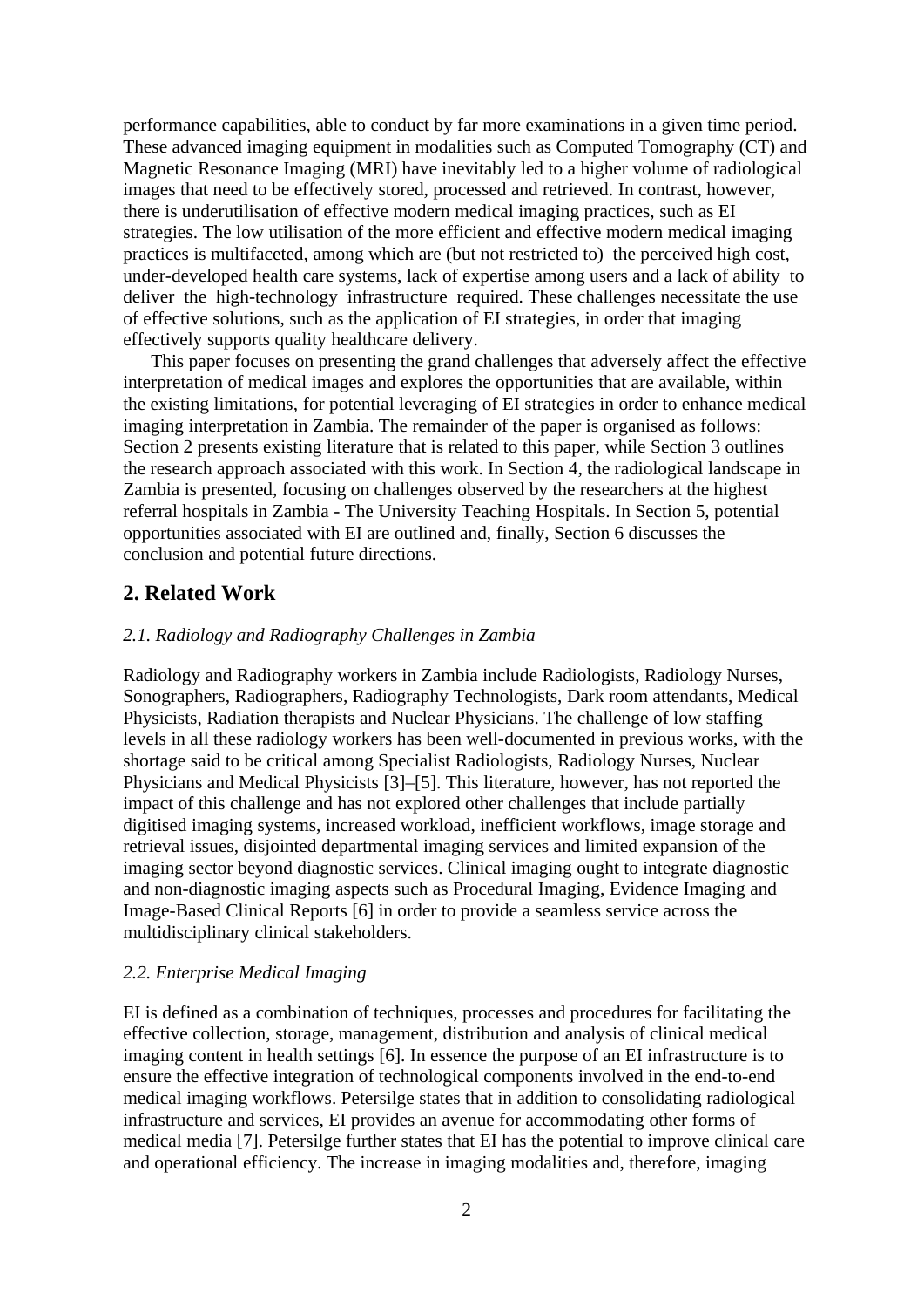performance capabilities, able to conduct by far more examinations in a given time period. These advanced imaging equipment in modalities such as Computed Tomography (CT) and Magnetic Resonance Imaging (MRI) have inevitably led to a higher volume of radiological images that need to be effectively stored, processed and retrieved. In contrast, however, there is underutilisation of effective modern medical imaging practices, such as EI strategies. The low utilisation of the more efficient and effective modern medical imaging practices is multifaceted, among which are (but not restricted to) the perceived high cost, under-developed health care systems, lack of expertise among users and a lack of ability to deliver the high-technology infrastructure required. These challenges necessitate the use of effective solutions, such as the application of EI strategies, in order that imaging effectively supports quality healthcare delivery.

This paper focuses on presenting the grand challenges that adversely affect the effective interpretation of medical images and explores the opportunities that are available, within the existing limitations, for potential leveraging of EI strategies in order to enhance medical imaging interpretation in Zambia. The remainder of the paper is organised as follows: Section 2 presents existing literature that is related to this paper, while Section 3 outlines the research approach associated with this work. In Section 4, the radiological landscape in Zambia is presented, focusing on challenges observed by the researchers at the highest referral hospitals in Zambia - The University Teaching Hospitals. In Section 5, potential opportunities associated with EI are outlined and, finally, Section 6 discusses the conclusion and potential future directions.

## 2. Related Work

### *2.1. Radiology and Radiography Challenges in Zambia*

Radiology and Radiography workers in Zambia include Radiologists, Radiology Nurses, Sonographers, Radiographers, Radiography Technologists, Dark room attendants, Medical Physicists, Radiation therapists and Nuclear Physicians. The challenge of low staffing levels in all these radiology workers has been well-documented in previous works, with the shortage said to be critical among Specialist Radiologists, Radiology Nurses, Nuclear Physicians and Medical Physicists [3]–[5]. This literature, however, has not reported the impact of this challenge and has not explored other challenges that include partially digitised imaging systems, increased workload, inefficient workflows, image storage and retrieval issues, disjointed departmental imaging services and limited expansion of the imaging sector beyond diagnostic services. Clinical imaging ought to integrate diagnostic and non-diagnostic imaging aspects such as Procedural Imaging, Evidence Imaging and Image-Based Clinical Reports [6] in order to provide a seamless service across the multidisciplinary clinical stakeholders.

### *2.2. Enterprise Medical Imaging*

EI is defined as a combination of techniques, processes and procedures for facilitating the effective collection, storage, management, distribution and analysis of clinical medical imaging content in health settings [6]. In essence the purpose of an EI infrastructure is to ensure the effective integration of technological components involved in the end-to-end medical imaging workflows. Petersilge states that in addition to consolidating radiological infrastructure and services, EI provides an avenue for accommodating other forms of medical media [7]. Petersilge further states that EI has the potential to improve clinical care and operational efficiency. The increase in imaging modalities and, therefore, imaging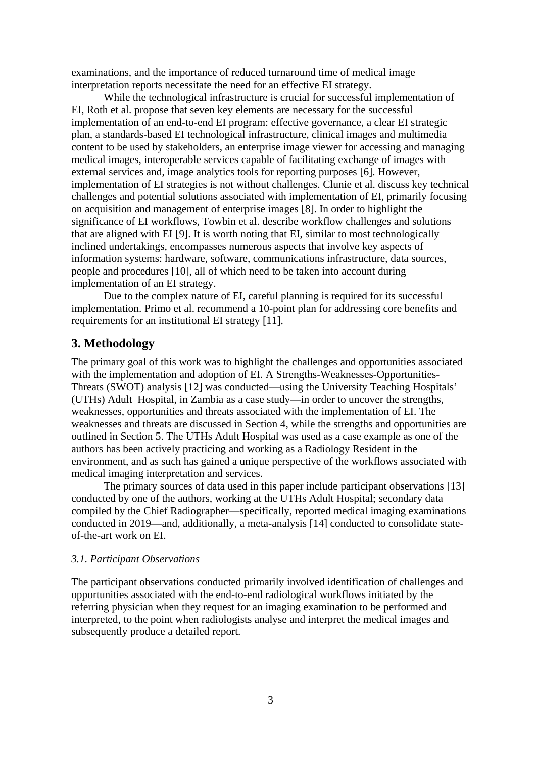examinations, and the importance of reduced turnaround time of medical image interpretation reports necessitate the need for an effective EI strategy.

While the technological infrastructure is crucial for successful implementation of EI, Roth et al. propose that seven key elements are necessary for the successful implementation of an end-to-end EI program: effective governance, a clear EI strategic plan, a standards-based EI technological infrastructure, clinical images and multimedia content to be used by stakeholders, an enterprise image viewer for accessing and managing medical images, interoperable services capable of facilitating exchange of images with external services and, image analytics tools for reporting purposes [6]. However, implementation of EI strategies is not without challenges. Clunie et al. discuss key technical challenges and potential solutions associated with implementation of EI, primarily focusing on acquisition and management of enterprise images [8]. In order to highlight the significance of EI workflows, Towbin et al. describe workflow challenges and solutions that are aligned with EI [9]. It is worth noting that EI, similar to most technologically inclined undertakings, encompasses numerous aspects that involve key aspects of information systems: hardware, software, communications infrastructure, data sources, people and procedures [10], all of which need to be taken into account during implementation of an EI strategy.

Due to the complex nature of EI, careful planning is required for its successful implementation. Primo et al. recommend a 10-point plan for addressing core benefits and requirements for an institutional EI strategy [11].

## 3. Methodology

The primary goal of this work was to highlight the challenges and opportunities associated with the implementation and adoption of EI. A Strengths-Weaknesses-Opportunities-Threats (SWOT) analysis [12] was conducted—using the University Teaching Hospitals' (UTHs) Adult Hospital, in Zambia as a case study—in order to uncover the strengths, weaknesses, opportunities and threats associated with the implementation of EI. The weaknesses and threats are discussed in Section 4, while the strengths and opportunities are outlined in Section 5. The UTHs Adult Hospital was used as a case example as one of the authors has been actively practicing and working as a Radiology Resident in the environment, and as such has gained a unique perspective of the workflows associated with medical imaging interpretation and services.

The primary sources of data used in this paper include participant observations [13] conducted by one of the authors, working at the UTHs Adult Hospital; secondary data compiled by the Chief Radiographer—specifically, reported medical imaging examinations conducted in 2019—and, additionally, a meta-analysis [14] conducted to consolidate state-of-the-art work on EI.

### *3.1. Participant Observations*

The participant observations conducted primarily involved identification of challenges and opportunities associated with the end-to-end radiological workflows initiated by the referring physician when they request for an imaging examination to be performed and interpreted, to the point when radiologists analyse and interpret the medical images and subsequently produce a detailed report.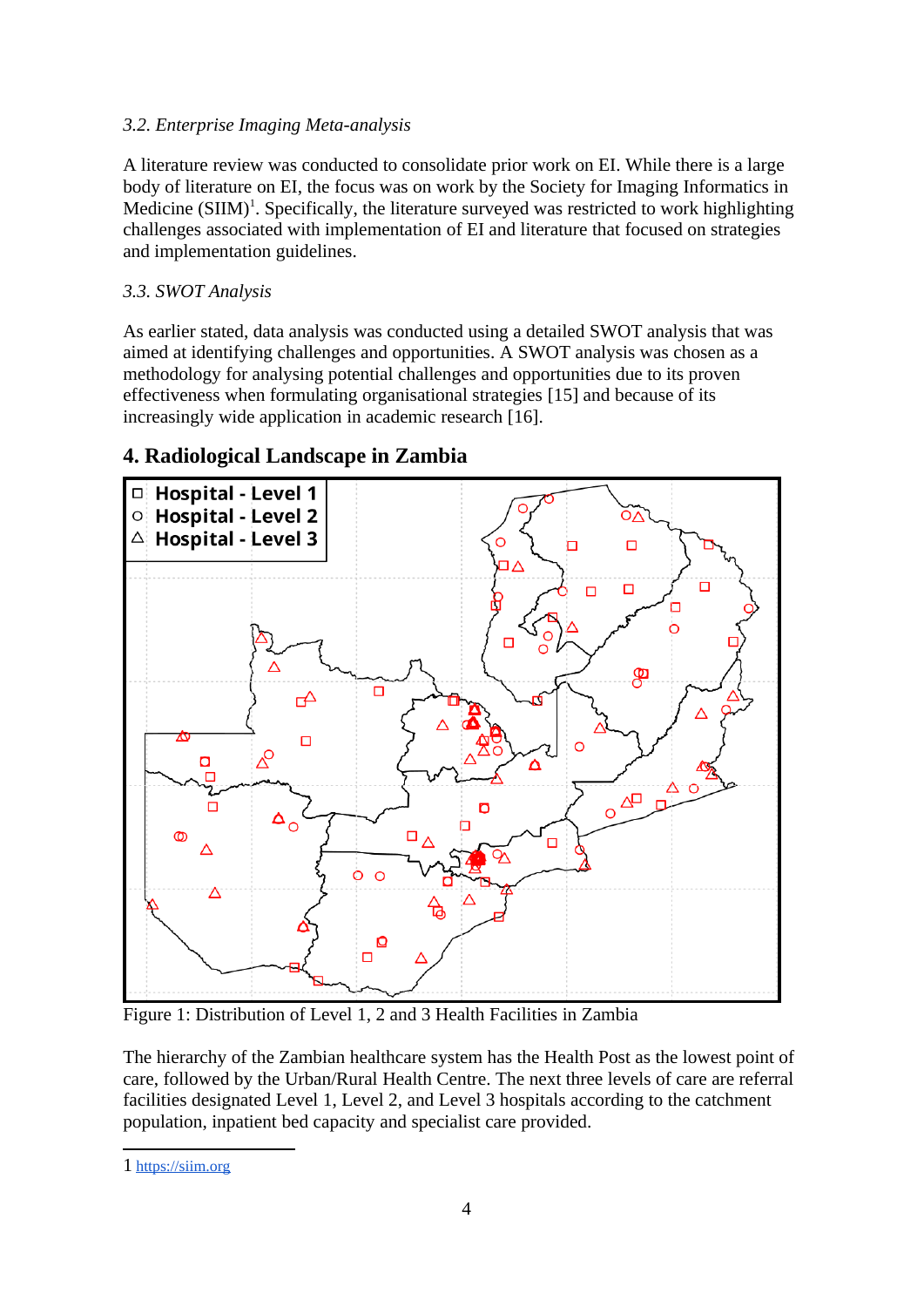*3.2. Enterprise Imaging Meta-analysis*

A literature review was conducted to consolidate prior work on EI. While there is a large body of literature on EI, the focus was on work by the Society for Imaging Informatics in Medicine (SIIM)[1]. Specifically, the literature surveyed was restricted to work highlighting challenges associated with implementation of EI and literature that focused on strategies and implementation guidelines.

*3.3. SWOT Analysis*

As earlier stated, data analysis was conducted using a detailed SWOT analysis that was aimed at identifying challenges and opportunities. A SWOT analysis was chosen as a methodology for analysing potential challenges and opportunities due to its proven effectiveness when formulating organisational strategies [15] and because of its increasingly wide application in academic research [16].

## 4. Radiological Landscape in Zambia

Figure 1: Distribution of Level 1, 2 and 3 Health Facilities in Zambia

The hierarchy of the Zambian healthcare system has the Health Post as the lowest point of care, followed by the Urban/Rural Health Centre. The next three levels of care are referral facilities designated Level 1, Level 2, and Level 3 hospitals according to the catchment population, inpatient bed capacity and specialist care provided.

---

1 https://siim.org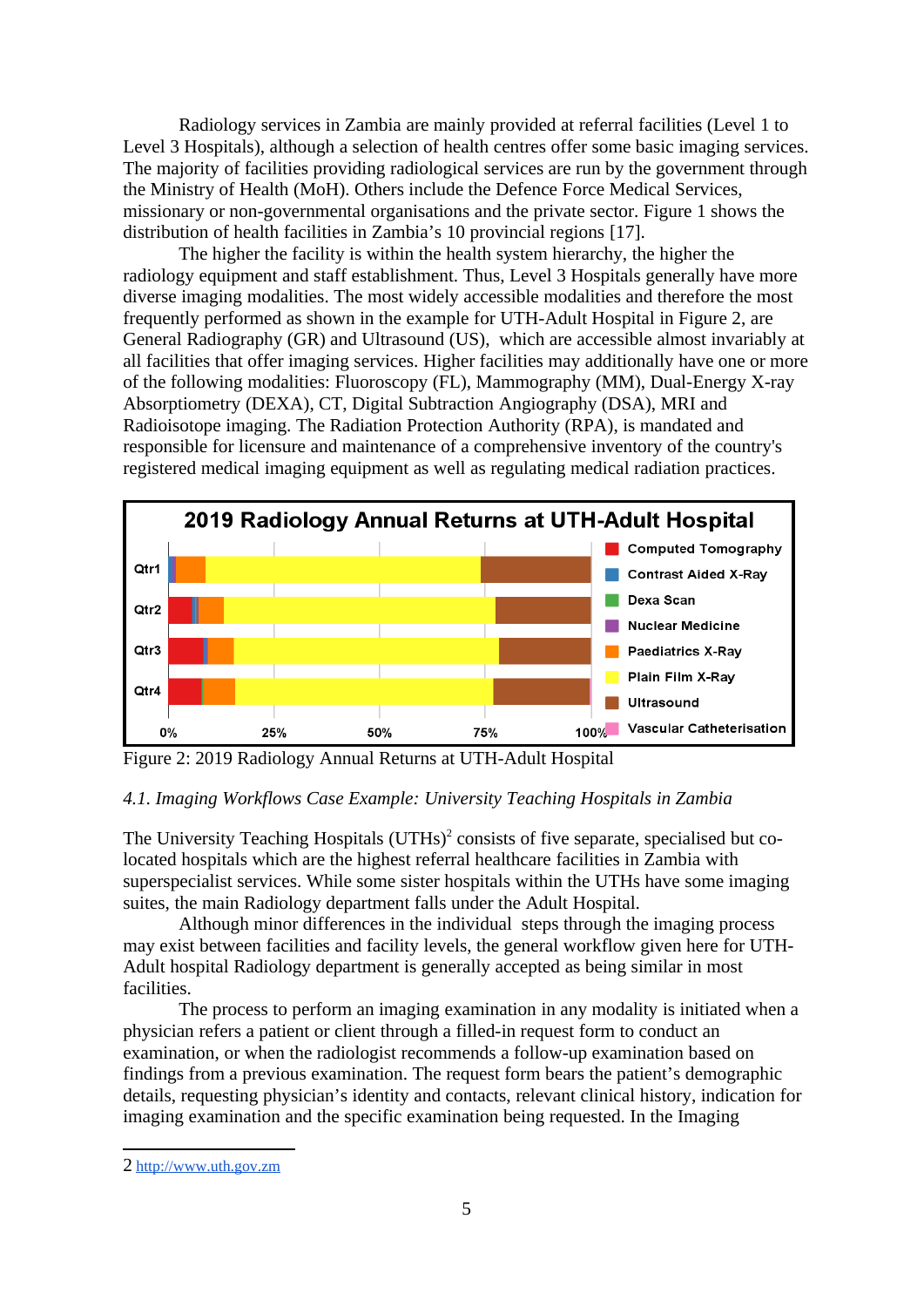Radiology services in Zambia are mainly provided at referral facilities (Level 1 to Level 3 Hospitals), although a selection of health centres offer some basic imaging services. The majority of facilities providing radiological services are run by the government through the Ministry of Health (MoH). Others include the Defence Force Medical Services, missionary or non-governmental organisations and the private sector. Figure 1 shows the distribution of health facilities in Zambia's 10 provincial regions [17].

The higher the facility is within the health system hierarchy, the higher the radiology equipment and staff establishment. Thus, Level 3 Hospitals generally have more diverse imaging modalities. The most widely accessible modalities and therefore the most frequently performed as shown in the example for UTH-Adult Hospital in Figure 2, are General Radiography (GR) and Ultrasound (US), which are accessible almost invariably at all facilities that offer imaging services. Higher facilities may additionally have one or more of the following modalities: Fluoroscopy (FL), Mammography (MM), Dual-Energy X-ray Absorptiometry (DEXA), CT, Digital Subtraction Angiography (DSA), MRI and Radioisotope imaging. The Radiation Protection Authority (RPA), is mandated and responsible for licensure and maintenance of a comprehensive inventory of the country's registered medical imaging equipment as well as regulating medical radiation practices.

Figure 2: 2019 Radiology Annual Returns at UTH-Adult Hospital

*4.1. Imaging Workflows Case Example: University Teaching Hospitals in Zambia*

The University Teaching Hospitals (UTHs)[2] consists of five separate, specialised but co-located hospitals which are the highest referral healthcare facilities in Zambia with superspecialist services. While some sister hospitals within the UTHs have some imaging suites, the main Radiology department falls under the Adult Hospital.

Although minor differences in the individual steps through the imaging process may exist between facilities and facility levels, the general workflow given here for UTH-Adult hospital Radiology department is generally accepted as being similar in most facilities.

The process to perform an imaging examination in any modality is initiated when a physician refers a patient or client through a filled-in request form to conduct an examination, or when the radiologist recommends a follow-up examination based on findings from a previous examination. The request form bears the patient's demographic details, requesting physician's identity and contacts, relevant clinical history, indication for imaging examination and the specific examination being requested. In the Imaging

2 http://www.uth.gov.zm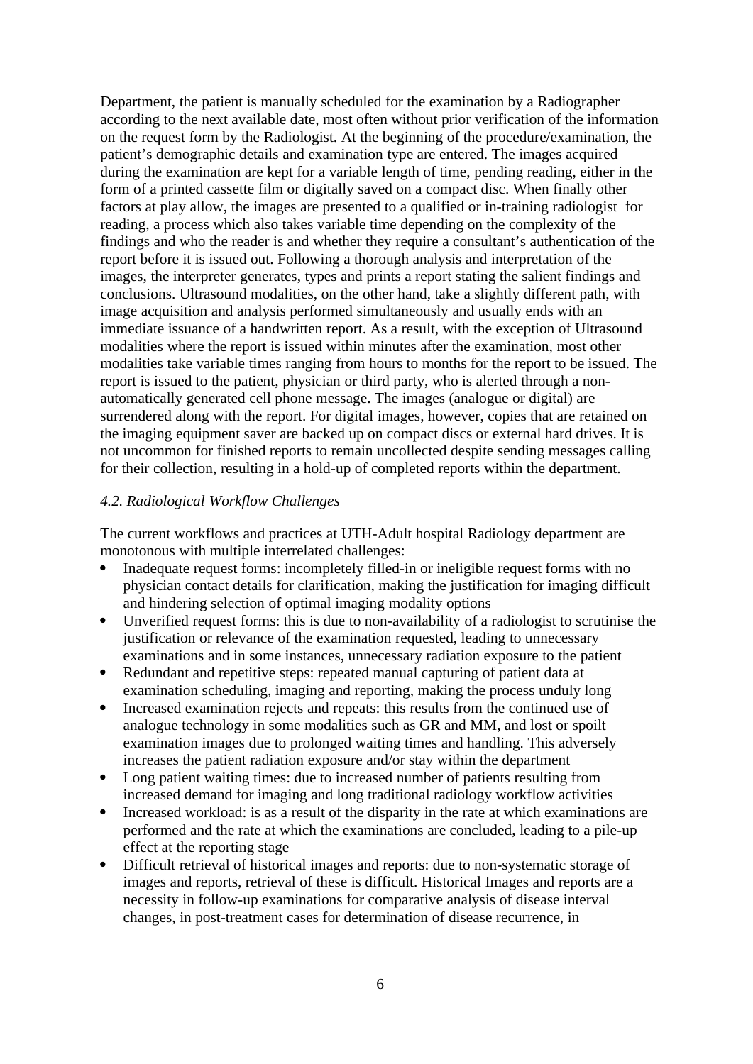Department, the patient is manually scheduled for the examination by a Radiographer according to the next available date, most often without prior verification of the information on the request form by the Radiologist. At the beginning of the procedure/examination, the patient's demographic details and examination type are entered. The images acquired during the examination are kept for a variable length of time, pending reading, either in the form of a printed cassette film or digitally saved on a compact disc. When finally other factors at play allow, the images are presented to a qualified or in-training radiologist for reading, a process which also takes variable time depending on the complexity of the findings and who the reader is and whether they require a consultant's authentication of the report before it is issued out. Following a thorough analysis and interpretation of the images, the interpreter generates, types and prints a report stating the salient findings and conclusions. Ultrasound modalities, on the other hand, take a slightly different path, with image acquisition and analysis performed simultaneously and usually ends with an immediate issuance of a handwritten report. As a result, with the exception of Ultrasound modalities where the report is issued within minutes after the examination, most other modalities take variable times ranging from hours to months for the report to be issued. The report is issued to the patient, physician or third party, who is alerted through a non-automatically generated cell phone message. The images (analogue or digital) are surrendered along with the report. For digital images, however, copies that are retained on the imaging equipment saver are backed up on compact discs or external hard drives. It is not uncommon for finished reports to remain uncollected despite sending messages calling for their collection, resulting in a hold-up of completed reports within the department.

*4.2. Radiological Workflow Challenges*

The current workflows and practices at UTH-Adult hospital Radiology department are monotonous with multiple interrelated challenges:

- Inadequate request forms: incompletely filled-in or ineligible request forms with no physician contact details for clarification, making the justification for imaging difficult and hindering selection of optimal imaging modality options
- Unverified request forms: this is due to non-availability of a radiologist to scrutinise the justification or relevance of the examination requested, leading to unnecessary examinations and in some instances, unnecessary radiation exposure to the patient
- Redundant and repetitive steps: repeated manual capturing of patient data at examination scheduling, imaging and reporting, making the process unduly long
- Increased examination rejects and repeats: this results from the continued use of analogue technology in some modalities such as GR and MM, and lost or spoilt examination images due to prolonged waiting times and handling. This adversely increases the patient radiation exposure and/or stay within the department
- Long patient waiting times: due to increased number of patients resulting from increased demand for imaging and long traditional radiology workflow activities
- Increased workload: is as a result of the disparity in the rate at which examinations are performed and the rate at which the examinations are concluded, leading to a pile-up effect at the reporting stage
- Difficult retrieval of historical images and reports: due to non-systematic storage of images and reports, retrieval of these is difficult. Historical Images and reports are a necessity in follow-up examinations for comparative analysis of disease interval changes, in post-treatment cases for determination of disease recurrence, in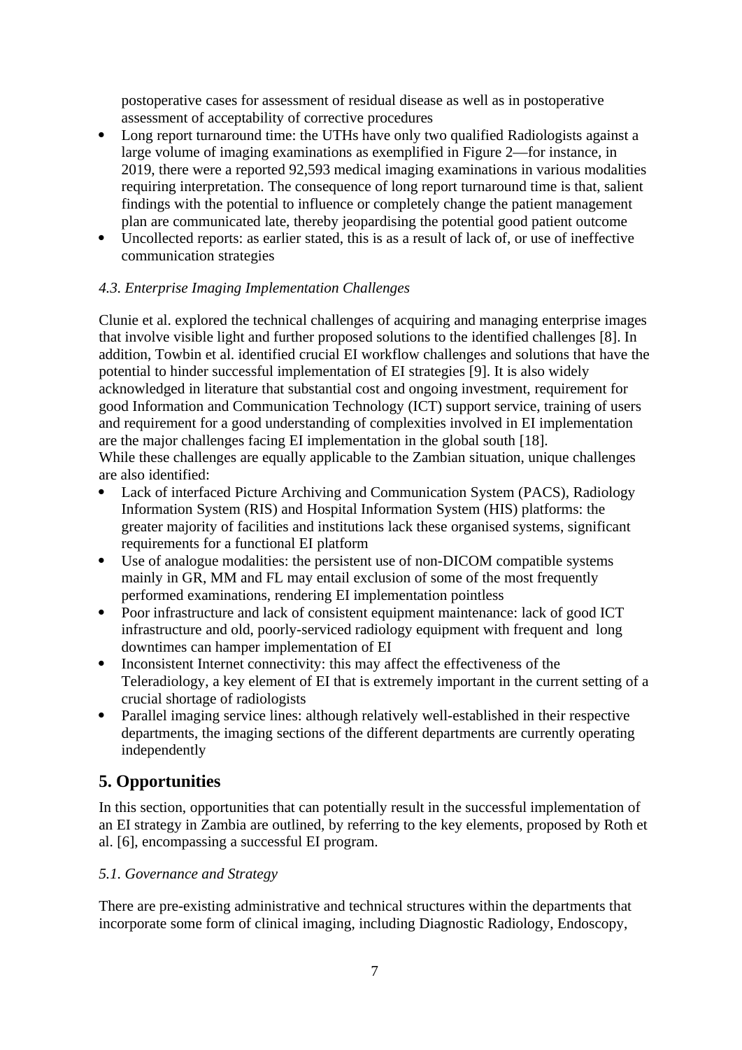postoperative cases for assessment of residual disease as well as in postoperative assessment of acceptability of corrective procedures

- Long report turnaround time: the UTHs have only two qualified Radiologists against a large volume of imaging examinations as exemplified in Figure 2—for instance, in 2019, there were a reported 92,593 medical imaging examinations in various modalities requiring interpretation. The consequence of long report turnaround time is that, salient findings with the potential to influence or completely change the patient management plan are communicated late, thereby jeopardising the potential good patient outcome
- Uncollected reports: as earlier stated, this is as a result of lack of, or use of ineffective communication strategies

### *4.3. Enterprise Imaging Implementation Challenges*

Clunie et al. explored the technical challenges of acquiring and managing enterprise images that involve visible light and further proposed solutions to the identified challenges [8]. In addition, Towbin et al. identified crucial EI workflow challenges and solutions that have the potential to hinder successful implementation of EI strategies [9]. It is also widely acknowledged in literature that substantial cost and ongoing investment, requirement for good Information and Communication Technology (ICT) support service, training of users and requirement for a good understanding of complexities involved in EI implementation are the major challenges facing EI implementation in the global south [18].
While these challenges are equally applicable to the Zambian situation, unique challenges are also identified:

- Lack of interfaced Picture Archiving and Communication System (PACS), Radiology Information System (RIS) and Hospital Information System (HIS) platforms: the greater majority of facilities and institutions lack these organised systems, significant requirements for a functional EI platform
- Use of analogue modalities: the persistent use of non-DICOM compatible systems mainly in GR, MM and FL may entail exclusion of some of the most frequently performed examinations, rendering EI implementation pointless
- Poor infrastructure and lack of consistent equipment maintenance: lack of good ICT infrastructure and old, poorly-serviced radiology equipment with frequent and long downtimes can hamper implementation of EI
- Inconsistent Internet connectivity: this may affect the effectiveness of the Teleradiology, a key element of EI that is extremely important in the current setting of a crucial shortage of radiologists
- Parallel imaging service lines: although relatively well-established in their respective departments, the imaging sections of the different departments are currently operating independently

## 5. Opportunities

In this section, opportunities that can potentially result in the successful implementation of an EI strategy in Zambia are outlined, by referring to the key elements, proposed by Roth et al. [6], encompassing a successful EI program.

### *5.1. Governance and Strategy*

There are pre-existing administrative and technical structures within the departments that incorporate some form of clinical imaging, including Diagnostic Radiology, Endoscopy,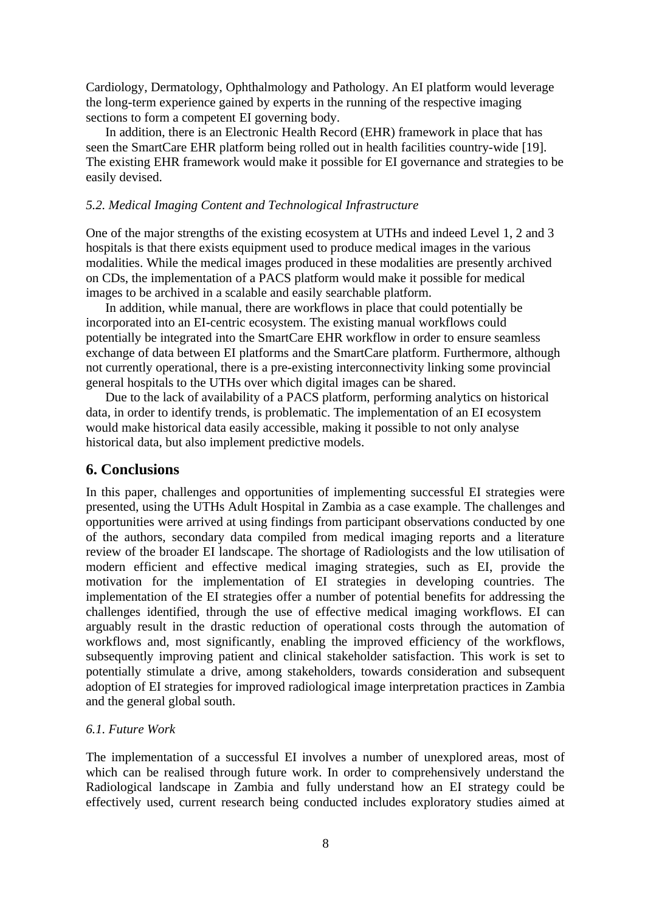Cardiology, Dermatology, Ophthalmology and Pathology. An EI platform would leverage the long-term experience gained by experts in the running of the respective imaging sections to form a competent EI governing body.

In addition, there is an Electronic Health Record (EHR) framework in place that has seen the SmartCare EHR platform being rolled out in health facilities country-wide [19]. The existing EHR framework would make it possible for EI governance and strategies to be easily devised.

### *5.2. Medical Imaging Content and Technological Infrastructure*

One of the major strengths of the existing ecosystem at UTHs and indeed Level 1, 2 and 3 hospitals is that there exists equipment used to produce medical images in the various modalities. While the medical images produced in these modalities are presently archived on CDs, the implementation of a PACS platform would make it possible for medical images to be archived in a scalable and easily searchable platform.

In addition, while manual, there are workflows in place that could potentially be incorporated into an EI-centric ecosystem. The existing manual workflows could potentially be integrated into the SmartCare EHR workflow in order to ensure seamless exchange of data between EI platforms and the SmartCare platform. Furthermore, although not currently operational, there is a pre-existing interconnectivity linking some provincial general hospitals to the UTHs over which digital images can be shared.

Due to the lack of availability of a PACS platform, performing analytics on historical data, in order to identify trends, is problematic. The implementation of an EI ecosystem would make historical data easily accessible, making it possible to not only analyse historical data, but also implement predictive models.

## 6. Conclusions

In this paper, challenges and opportunities of implementing successful EI strategies were presented, using the UTHs Adult Hospital in Zambia as a case example. The challenges and opportunities were arrived at using findings from participant observations conducted by one of the authors, secondary data compiled from medical imaging reports and a literature review of the broader EI landscape. The shortage of Radiologists and the low utilisation of modern efficient and effective medical imaging strategies, such as EI, provide the motivation for the implementation of EI strategies in developing countries. The implementation of the EI strategies offer a number of potential benefits for addressing the challenges identified, through the use of effective medical imaging workflows. EI can arguably result in the drastic reduction of operational costs through the automation of workflows and, most significantly, enabling the improved efficiency of the workflows, subsequently improving patient and clinical stakeholder satisfaction. This work is set to potentially stimulate a drive, among stakeholders, towards consideration and subsequent adoption of EI strategies for improved radiological image interpretation practices in Zambia and the general global south.

### *6.1. Future Work*

The implementation of a successful EI involves a number of unexplored areas, most of which can be realised through future work. In order to comprehensively understand the Radiological landscape in Zambia and fully understand how an EI strategy could be effectively used, current research being conducted includes exploratory studies aimed at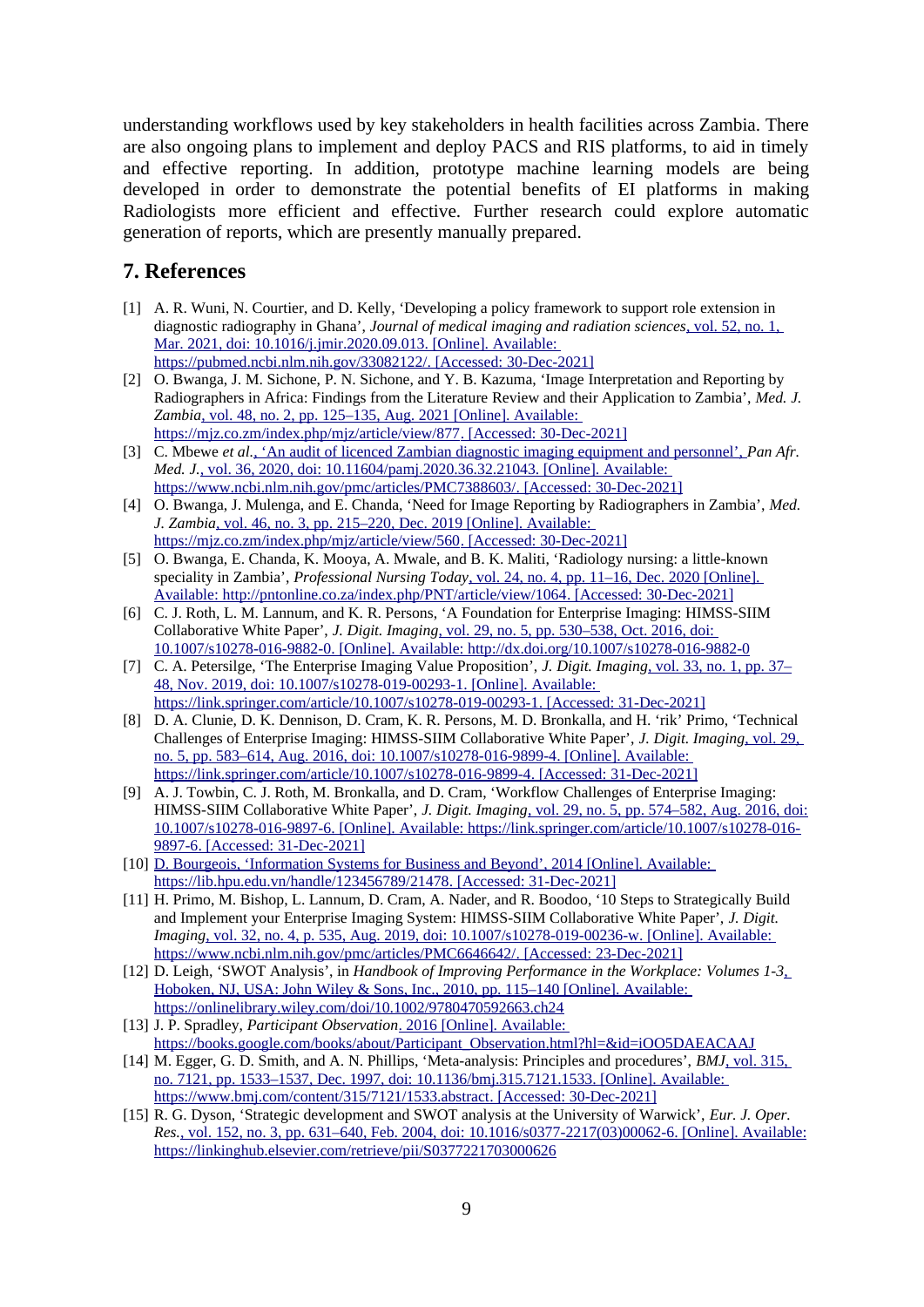understanding workflows used by key stakeholders in health facilities across Zambia. There are also ongoing plans to implement and deploy PACS and RIS platforms, to aid in timely and effective reporting. In addition, prototype machine learning models are being developed in order to demonstrate the potential benefits of EI platforms in making Radiologists more efficient and effective. Further research could explore automatic generation of reports, which are presently manually prepared.

## 7. References

[1] A. R. Wuni, N. Courtier, and D. Kelly, 'Developing a policy framework to support role extension in diagnostic radiography in Ghana', *Journal of medical imaging and radiation sciences*, vol. 52, no. 1, Mar. 2021, doi: 10.1016/j.jmir.2020.09.013. [Online]. Available: https://pubmed.ncbi.nlm.nih.gov/33082122/. [Accessed: 30-Dec-2021]

[2] O. Bwanga, J. M. Sichone, P. N. Sichone, and Y. B. Kazuma, 'Image Interpretation and Reporting by Radiographers in Africa: Findings from the Literature Review and their Application to Zambia', *Med. J. Zambia*, vol. 48, no. 2, pp. 125–135, Aug. 2021 [Online]. Available: https://mjz.co.zm/index.php/mjz/article/view/877. [Accessed: 30-Dec-2021]

[3] C. Mbewe *et al.*, 'An audit of licenced Zambian diagnostic imaging equipment and personnel', *Pan Afr. Med. J.*, vol. 36, 2020, doi: 10.11604/pamj.2020.36.32.21043. [Online]. Available: https://www.ncbi.nlm.nih.gov/pmc/articles/PMC7388603/. [Accessed: 30-Dec-2021]

[4] O. Bwanga, J. Mulenga, and E. Chanda, 'Need for Image Reporting by Radiographers in Zambia', *Med. J. Zambia*, vol. 46, no. 3, pp. 215–220, Dec. 2019 [Online]. Available: https://mjz.co.zm/index.php/mjz/article/view/560. [Accessed: 30-Dec-2021]

[5] O. Bwanga, E. Chanda, K. Mooya, A. Mwale, and B. K. Maliti, 'Radiology nursing: a little-known speciality in Zambia', *Professional Nursing Today*, vol. 24, no. 4, pp. 11–16, Dec. 2020 [Online]. Available: http://pntonline.co.za/index.php/PNT/article/view/1064. [Accessed: 30-Dec-2021]

[6] C. J. Roth, L. M. Lannum, and K. R. Persons, 'A Foundation for Enterprise Imaging: HIMSS-SIIM Collaborative White Paper', *J. Digit. Imaging*, vol. 29, no. 5, pp. 530–538, Oct. 2016, doi: 10.1007/s10278-016-9882-0. [Online]. Available: http://dx.doi.org/10.1007/s10278-016-9882-0

[7] C. A. Petersilge, 'The Enterprise Imaging Value Proposition', *J. Digit. Imaging*, vol. 33, no. 1, pp. 37–48, Nov. 2019, doi: 10.1007/s10278-019-00293-1. [Online]. Available: https://link.springer.com/article/10.1007/s10278-019-00293-1. [Accessed: 31-Dec-2021]

[8] D. A. Clunie, D. K. Dennison, D. Cram, K. R. Persons, M. D. Bronkalla, and H. 'rik' Primo, 'Technical Challenges of Enterprise Imaging: HIMSS-SIIM Collaborative White Paper', *J. Digit. Imaging*, vol. 29, no. 5, pp. 583–614, Aug. 2016, doi: 10.1007/s10278-016-9899-4. [Online]. Available: https://link.springer.com/article/10.1007/s10278-016-9899-4. [Accessed: 31-Dec-2021]

[9] A. J. Towbin, C. J. Roth, M. Bronkalla, and D. Cram, 'Workflow Challenges of Enterprise Imaging: HIMSS-SIIM Collaborative White Paper', *J. Digit. Imaging*, vol. 29, no. 5, pp. 574–582, Aug. 2016, doi: 10.1007/s10278-016-9897-6. [Online]. Available: https://link.springer.com/article/10.1007/s10278-016-9897-6. [Accessed: 31-Dec-2021]

[10] D. Bourgeois, 'Information Systems for Business and Beyond', 2014 [Online]. Available: https://lib.hpu.edu.vn/handle/123456789/21478. [Accessed: 31-Dec-2021]

[11] H. Primo, M. Bishop, L. Lannum, D. Cram, A. Nader, and R. Boodoo, '10 Steps to Strategically Build and Implement your Enterprise Imaging System: HIMSS-SIIM Collaborative White Paper', *J. Digit. Imaging*, vol. 32, no. 4, p. 535, Aug. 2019, doi: 10.1007/s10278-019-00236-w. [Online]. Available: https://www.ncbi.nlm.nih.gov/pmc/articles/PMC6646642/. [Accessed: 23-Dec-2021]

[12] D. Leigh, 'SWOT Analysis', in *Handbook of Improving Performance in the Workplace: Volumes 1-3*, Hoboken, NJ, USA: John Wiley & Sons, Inc., 2010, pp. 115–140 [Online]. Available: https://onlinelibrary.wiley.com/doi/10.1002/9780470592663.ch24

[13] J. P. Spradley, *Participant Observation*. 2016 [Online]. Available: https://books.google.com/books/about/Participant_Observation.html?hl=&id=iOO5DAEACAAJ

[14] M. Egger, G. D. Smith, and A. N. Phillips, 'Meta-analysis: Principles and procedures', *BMJ*, vol. 315, no. 7121, pp. 1533–1537, Dec. 1997, doi: 10.1136/bmj.315.7121.1533. [Online]. Available: https://www.bmj.com/content/315/7121/1533.abstract. [Accessed: 30-Dec-2021]

[15] R. G. Dyson, 'Strategic development and SWOT analysis at the University of Warwick', *Eur. J. Oper. Res.*, vol. 152, no. 3, pp. 631–640, Feb. 2004, doi: 10.1016/s0377-2217(03)00062-6. [Online]. Available: https://linkinghub.elsevier.com/retrieve/pii/S0377221703000626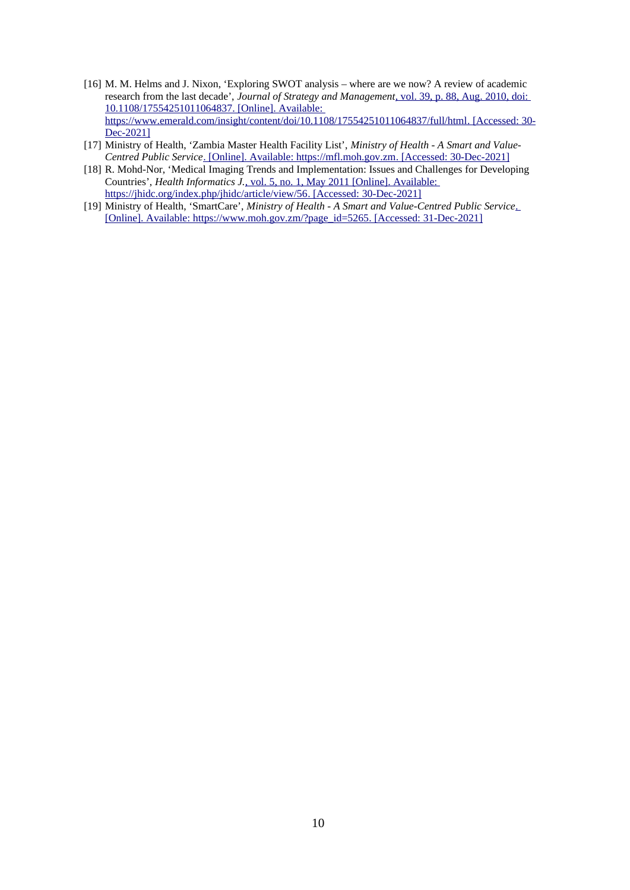[16] M. M. Helms and J. Nixon, 'Exploring SWOT analysis – where are we now? A review of academic research from the last decade', *Journal of Strategy and Management*, vol. 39, p. 88, Aug. 2010, doi: 10.1108/17554251011064837. [Online]. Available: https://www.emerald.com/insight/content/doi/10.1108/17554251011064837/full/html. [Accessed: 30-Dec-2021]

[17] Ministry of Health, 'Zambia Master Health Facility List', *Ministry of Health - A Smart and Value-Centred Public Service*. [Online]. Available: https://mfl.moh.gov.zm. [Accessed: 30-Dec-2021]

[18] R. Mohd-Nor, 'Medical Imaging Trends and Implementation: Issues and Challenges for Developing Countries', *Health Informatics J.*, vol. 5, no. 1, May 2011 [Online]. Available: https://jhidc.org/index.php/jhidc/article/view/56. [Accessed: 30-Dec-2021]

[19] Ministry of Health, 'SmartCare', *Ministry of Health - A Smart and Value-Centred Public Service*. [Online]. Available: https://www.moh.gov.zm/?page_id=5265. [Accessed: 31-Dec-2021]